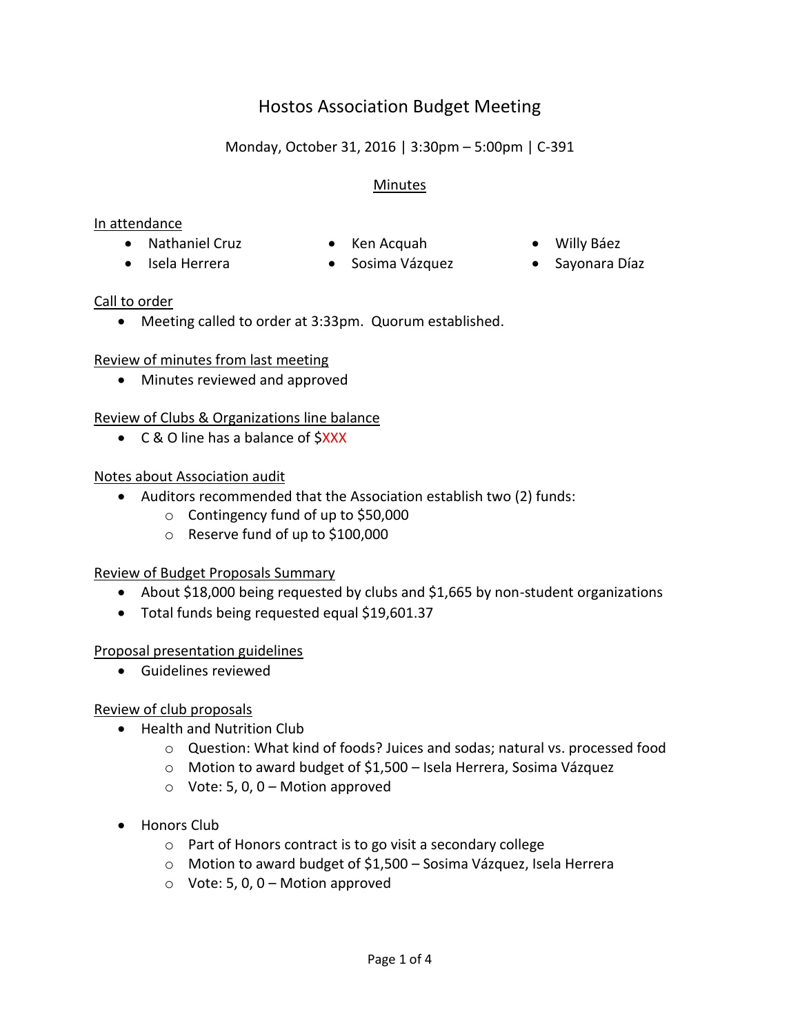# Hostos Association Budget Meeting

Monday, October 31, 2016 | 3:30pm – 5:00pm | C-391

## Minutes

### In attendance

- Nathaniel Cruz
- Isela Herrera
- Ken Acquah
- Sosima Vázquez
- Willy Báez
- Sayonara Díaz

### Call to order

- Meeting called to order at 3:33pm. Quorum established.

### Review of minutes from last meeting

- Minutes reviewed and approved

### Review of Clubs & Organizations line balance

- C & O line has a balance of $XXX

### Notes about Association audit

- Auditors recommended that the Association establish two (2) funds:
  - Contingency fund of up to $50,000
  - Reserve fund of up to $100,000

### Review of Budget Proposals Summary

- About $18,000 being requested by clubs and $1,665 by non-student organizations
- Total funds being requested equal $19,601.37

### Proposal presentation guidelines

- Guidelines reviewed

### Review of club proposals

- Health and Nutrition Club
  - Question: What kind of foods? Juices and sodas; natural vs. processed food
  - Motion to award budget of $1,500 – Isela Herrera, Sosima Vázquez
  - Vote: 5, 0, 0 – Motion approved

- Honors Club
  - Part of Honors contract is to go visit a secondary college
  - Motion to award budget of $1,500 – Sosima Vázquez, Isela Herrera
  - Vote: 5, 0, 0 – Motion approved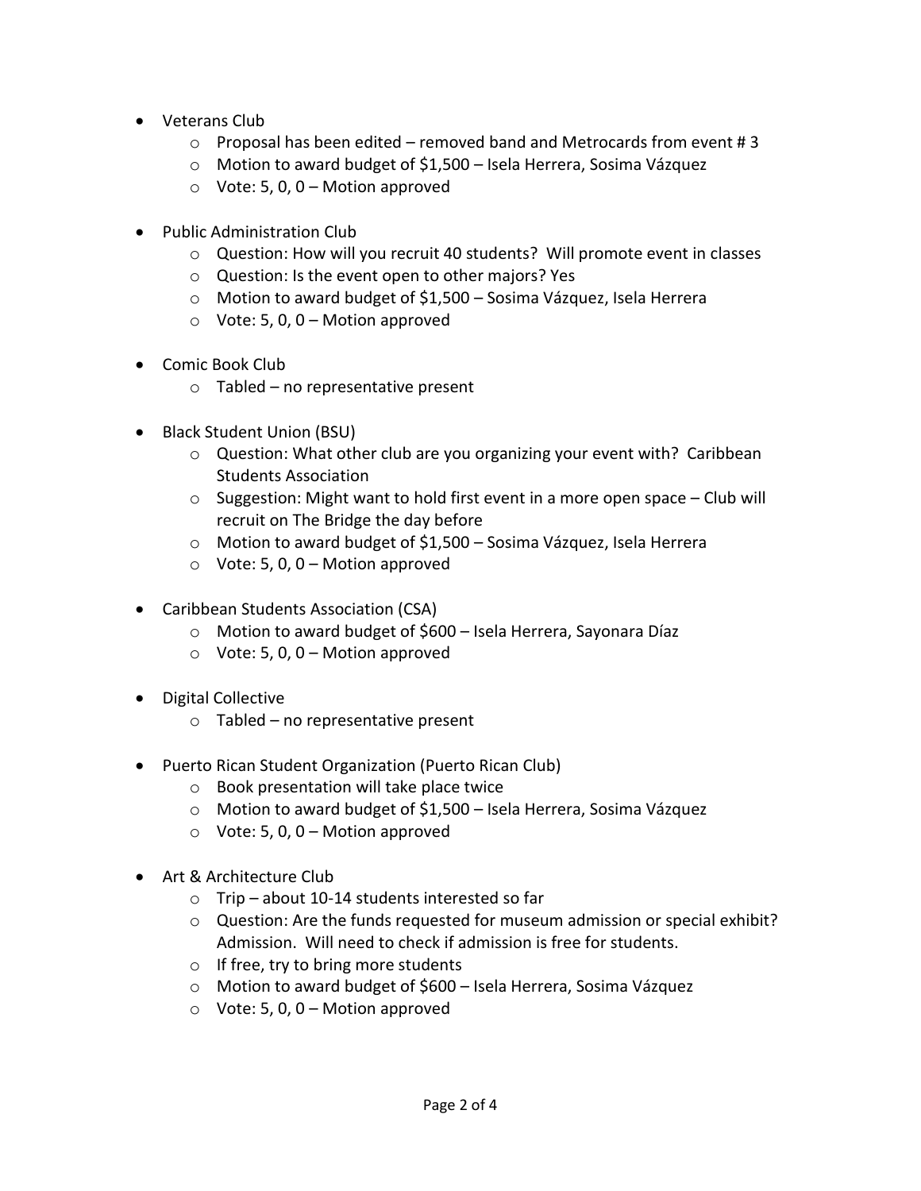- Veterans Club
  - Proposal has been edited – removed band and Metrocards from event # 3
  - Motion to award budget of $1,500 – Isela Herrera, Sosima Vázquez
  - Vote: 5, 0, 0 – Motion approved

- Public Administration Club
  - Question: How will you recruit 40 students? Will promote event in classes
  - Question: Is the event open to other majors? Yes
  - Motion to award budget of $1,500 – Sosima Vázquez, Isela Herrera
  - Vote: 5, 0, 0 – Motion approved

- Comic Book Club
  - Tabled – no representative present

- Black Student Union (BSU)
  - Question: What other club are you organizing your event with? Caribbean Students Association
  - Suggestion: Might want to hold first event in a more open space – Club will recruit on The Bridge the day before
  - Motion to award budget of $1,500 – Sosima Vázquez, Isela Herrera
  - Vote: 5, 0, 0 – Motion approved

- Caribbean Students Association (CSA)
  - Motion to award budget of $600 – Isela Herrera, Sayonara Díaz
  - Vote: 5, 0, 0 – Motion approved

- Digital Collective
  - Tabled – no representative present

- Puerto Rican Student Organization (Puerto Rican Club)
  - Book presentation will take place twice
  - Motion to award budget of $1,500 – Isela Herrera, Sosima Vázquez
  - Vote: 5, 0, 0 – Motion approved

- Art & Architecture Club
  - Trip – about 10-14 students interested so far
  - Question: Are the funds requested for museum admission or special exhibit? Admission. Will need to check if admission is free for students.
  - If free, try to bring more students
  - Motion to award budget of $600 – Isela Herrera, Sosima Vázquez
  - Vote: 5, 0, 0 – Motion approved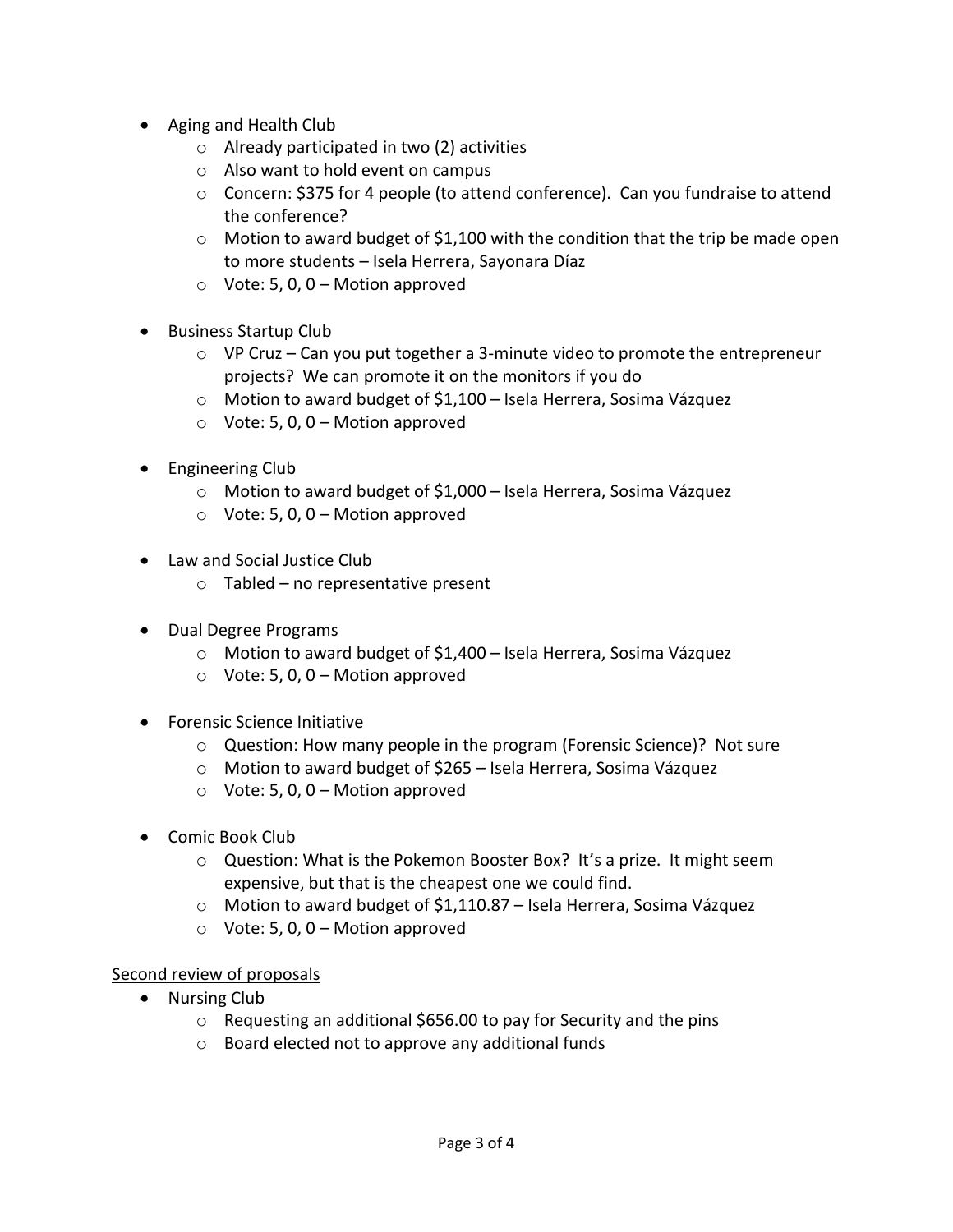- Aging and Health Club
  - Already participated in two (2) activities
  - Also want to hold event on campus
  - Concern: $375 for 4 people (to attend conference). Can you fundraise to attend the conference?
  - Motion to award budget of $1,100 with the condition that the trip be made open to more students – Isela Herrera, Sayonara Díaz
  - Vote: 5, 0, 0 – Motion approved

- Business Startup Club
  - VP Cruz – Can you put together a 3-minute video to promote the entrepreneur projects? We can promote it on the monitors if you do
  - Motion to award budget of $1,100 – Isela Herrera, Sosima Vázquez
  - Vote: 5, 0, 0 – Motion approved

- Engineering Club
  - Motion to award budget of $1,000 – Isela Herrera, Sosima Vázquez
  - Vote: 5, 0, 0 – Motion approved

- Law and Social Justice Club
  - Tabled – no representative present

- Dual Degree Programs
  - Motion to award budget of $1,400 – Isela Herrera, Sosima Vázquez
  - Vote: 5, 0, 0 – Motion approved

- Forensic Science Initiative
  - Question: How many people in the program (Forensic Science)? Not sure
  - Motion to award budget of $265 – Isela Herrera, Sosima Vázquez
  - Vote: 5, 0, 0 – Motion approved

- Comic Book Club
  - Question: What is the Pokemon Booster Box? It's a prize. It might seem expensive, but that is the cheapest one we could find.
  - Motion to award budget of $1,110.87 – Isela Herrera, Sosima Vázquez
  - Vote: 5, 0, 0 – Motion approved

<u>Second review of proposals</u>

- Nursing Club
  - Requesting an additional $656.00 to pay for Security and the pins
  - Board elected not to approve any additional funds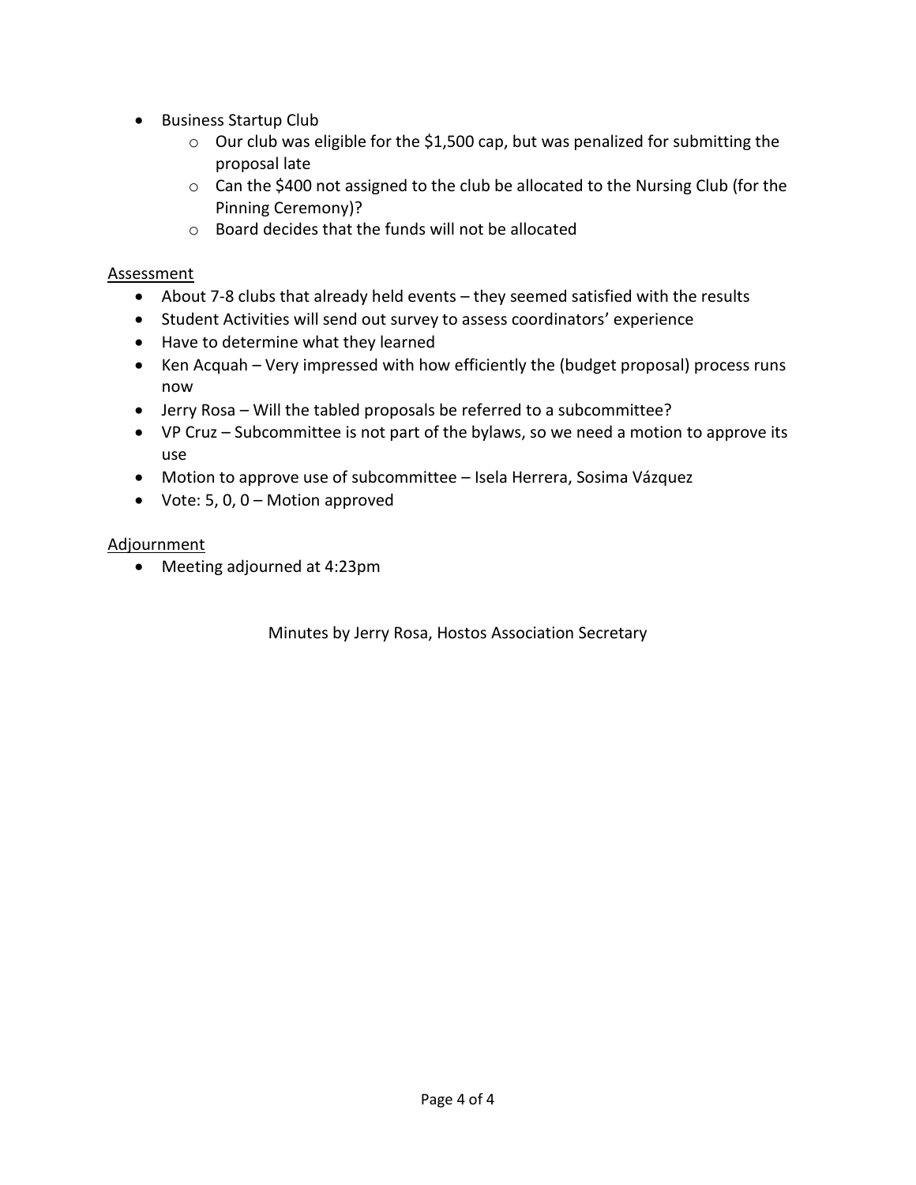- Business Startup Club
  - Our club was eligible for the $1,500 cap, but was penalized for submitting the proposal late
  - Can the $400 not assigned to the club be allocated to the Nursing Club (for the Pinning Ceremony)?
  - Board decides that the funds will not be allocated

<u>Assessment</u>

- About 7-8 clubs that already held events – they seemed satisfied with the results
- Student Activities will send out survey to assess coordinators' experience
- Have to determine what they learned
- Ken Acquah – Very impressed with how efficiently the (budget proposal) process runs now
- Jerry Rosa – Will the tabled proposals be referred to a subcommittee?
- VP Cruz – Subcommittee is not part of the bylaws, so we need a motion to approve its use
- Motion to approve use of subcommittee – Isela Herrera, Sosima Vázquez
- Vote: 5, 0, 0 – Motion approved

<u>Adjournment</u>

- Meeting adjourned at 4:23pm

Minutes by Jerry Rosa, Hostos Association Secretary